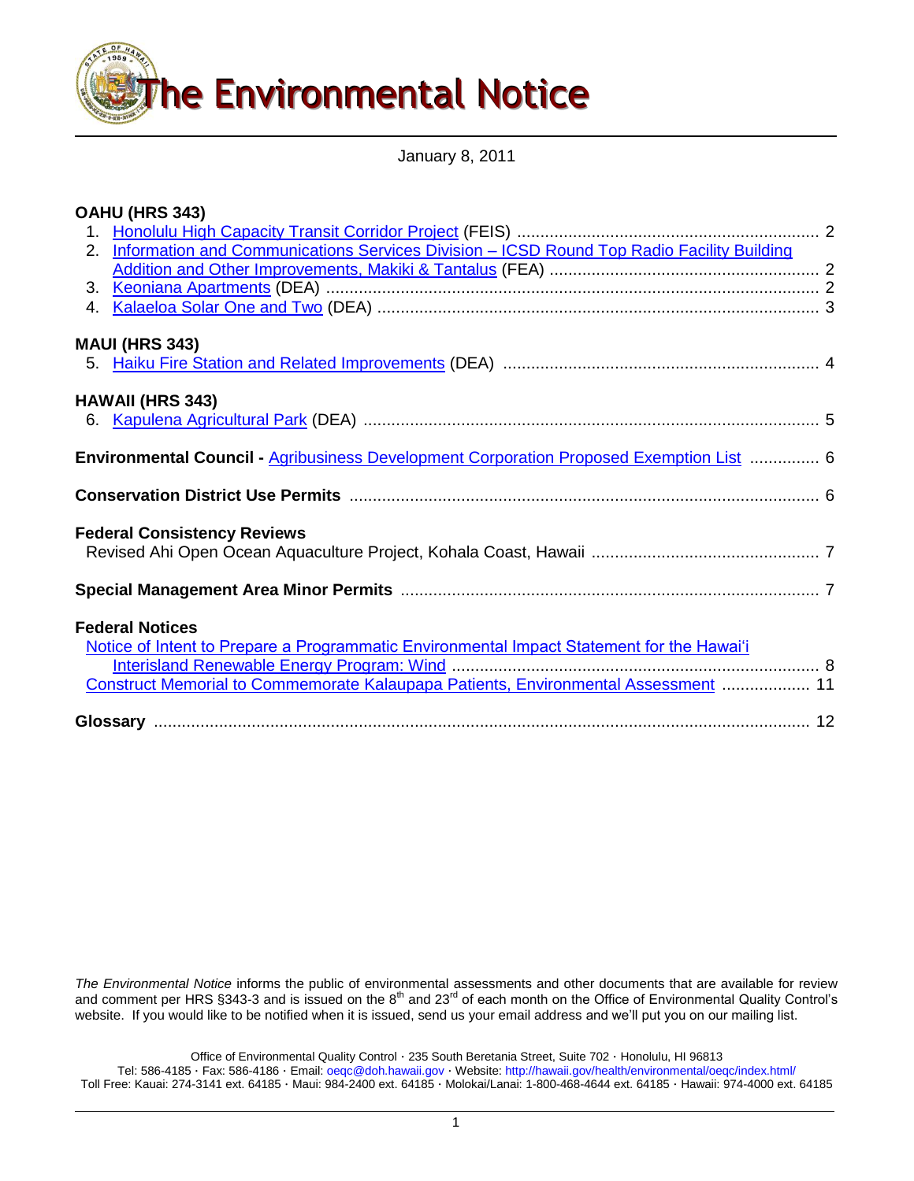# The Environmental Notice

January 8, 2011

**OAHU (HRS 343)**

1. Honolulu High Capacity Transit Corridor Project (FEIS) ........ 2
2. Information and Communications Services Division – ICSD Round Top Radio Facility Building Addition and Other Improvements, Makiki & Tantalus (FEA) ........ 2
3. Keoniana Apartments (DEA) ........ 2
4. Kalaeloa Solar One and Two (DEA) ........ 3

**MAUI (HRS 343)**

5. Haiku Fire Station and Related Improvements (DEA) ........ 4

**HAWAII (HRS 343)**

6. Kapulena Agricultural Park (DEA) ........ 5

**Environmental Council -** Agribusiness Development Corporation Proposed Exemption List ........ 6

**Conservation District Use Permits** ........ 6

**Federal Consistency Reviews**

Revised Ahi Open Ocean Aquaculture Project, Kohala Coast, Hawaii ........ 7

**Special Management Area Minor Permits** ........ 7

**Federal Notices**

Notice of Intent to Prepare a Programmatic Environmental Impact Statement for the Hawaiʻi Interisland Renewable Energy Program: Wind ........ 8

Construct Memorial to Commemorate Kalaupapa Patients, Environmental Assessment ........ 11

**Glossary** ........ 12

*The Environmental Notice* informs the public of environmental assessments and other documents that are available for review and comment per HRS §343-3 and is issued on the 8th and 23rd of each month on the Office of Environmental Quality Control's website. If you would like to be notified when it is issued, send us your email address and we'll put you on our mailing list.

Office of Environmental Quality Control · 235 South Beretania Street, Suite 702 · Honolulu, HI 96813
Tel: 586-4185 · Fax: 586-4186 · Email: oeqc@doh.hawaii.gov · Website: http://hawaii.gov/health/environmental/oeqc/index.html/
Toll Free: Kauai: 274-3141 ext. 64185 · Maui: 984-2400 ext. 64185 · Molokai/Lanai: 1-800-468-4644 ext. 64185 · Hawaii: 974-4000 ext. 64185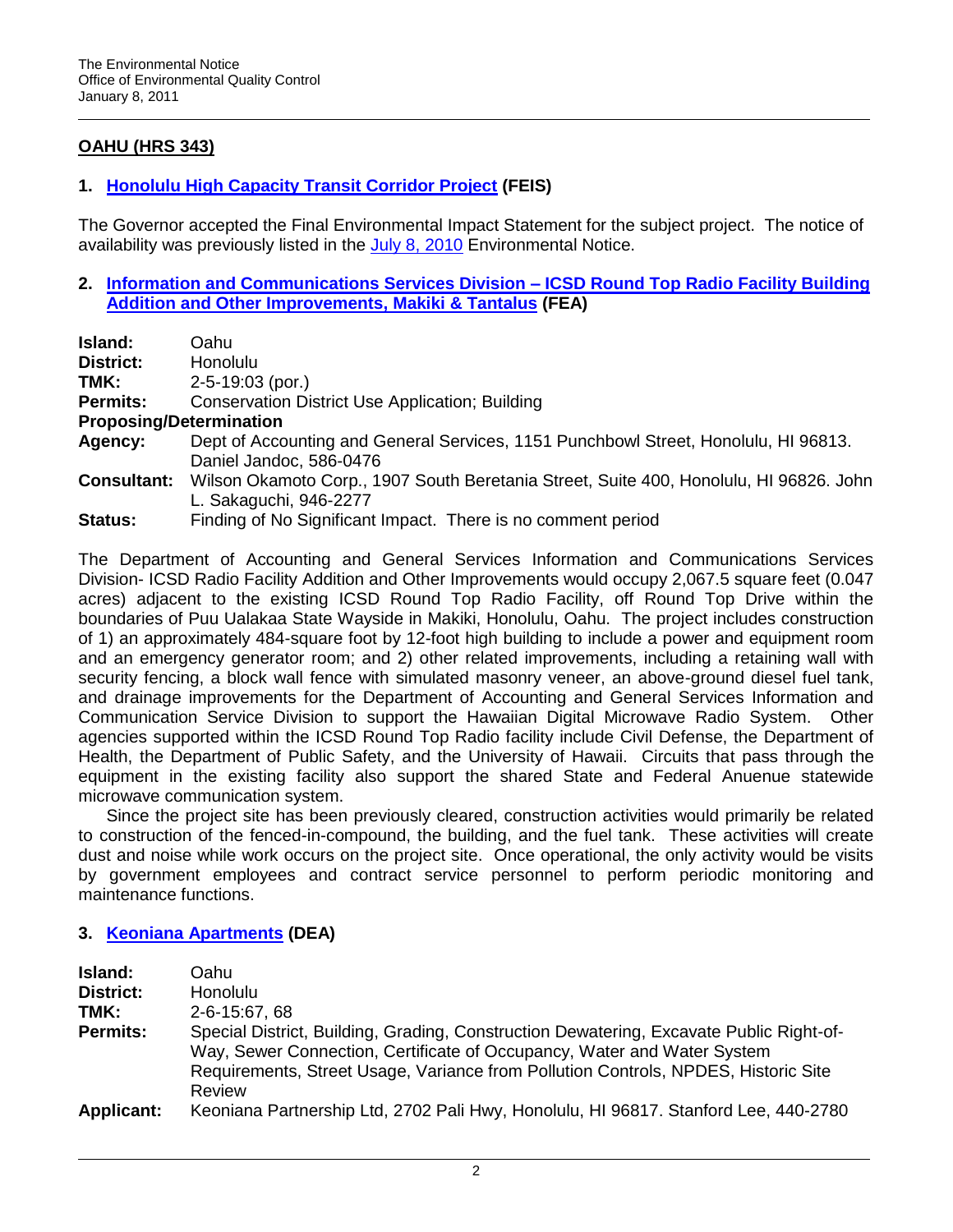## OAHU (HRS 343)

### 1. Honolulu High Capacity Transit Corridor Project (FEIS)

The Governor accepted the Final Environmental Impact Statement for the subject project. The notice of availability was previously listed in the July 8, 2010 Environmental Notice.

### 2. Information and Communications Services Division – ICSD Round Top Radio Facility Building Addition and Other Improvements, Makiki & Tantalus (FEA)

**Island:** Oahu
**District:** Honolulu
**TMK:** 2-5-19:03 (por.)
**Permits:** Conservation District Use Application; Building
**Proposing/Determination**
**Agency:** Dept of Accounting and General Services, 1151 Punchbowl Street, Honolulu, HI 96813. Daniel Jandoc, 586-0476
**Consultant:** Wilson Okamoto Corp., 1907 South Beretania Street, Suite 400, Honolulu, HI 96826. John L. Sakaguchi, 946-2277
**Status:** Finding of No Significant Impact. There is no comment period

The Department of Accounting and General Services Information and Communications Services Division- ICSD Radio Facility Addition and Other Improvements would occupy 2,067.5 square feet (0.047 acres) adjacent to the existing ICSD Round Top Radio Facility, off Round Top Drive within the boundaries of Puu Ualakaa State Wayside in Makiki, Honolulu, Oahu. The project includes construction of 1) an approximately 484-square foot by 12-foot high building to include a power and equipment room and an emergency generator room; and 2) other related improvements, including a retaining wall with security fencing, a block wall fence with simulated masonry veneer, an above-ground diesel fuel tank, and drainage improvements for the Department of Accounting and General Services Information and Communication Service Division to support the Hawaiian Digital Microwave Radio System. Other agencies supported within the ICSD Round Top Radio facility include Civil Defense, the Department of Health, the Department of Public Safety, and the University of Hawaii. Circuits that pass through the equipment in the existing facility also support the shared State and Federal Anuenue statewide microwave communication system.

Since the project site has been previously cleared, construction activities would primarily be related to construction of the fenced-in-compound, the building, and the fuel tank. These activities will create dust and noise while work occurs on the project site. Once operational, the only activity would be visits by government employees and contract service personnel to perform periodic monitoring and maintenance functions.

### 3. Keoniana Apartments (DEA)

**Island:** Oahu
**District:** Honolulu
**TMK:** 2-6-15:67, 68
**Permits:** Special District, Building, Grading, Construction Dewatering, Excavate Public Right-of-Way, Sewer Connection, Certificate of Occupancy, Water and Water System Requirements, Street Usage, Variance from Pollution Controls, NPDES, Historic Site Review
**Applicant:** Keoniana Partnership Ltd, 2702 Pali Hwy, Honolulu, HI 96817. Stanford Lee, 440-2780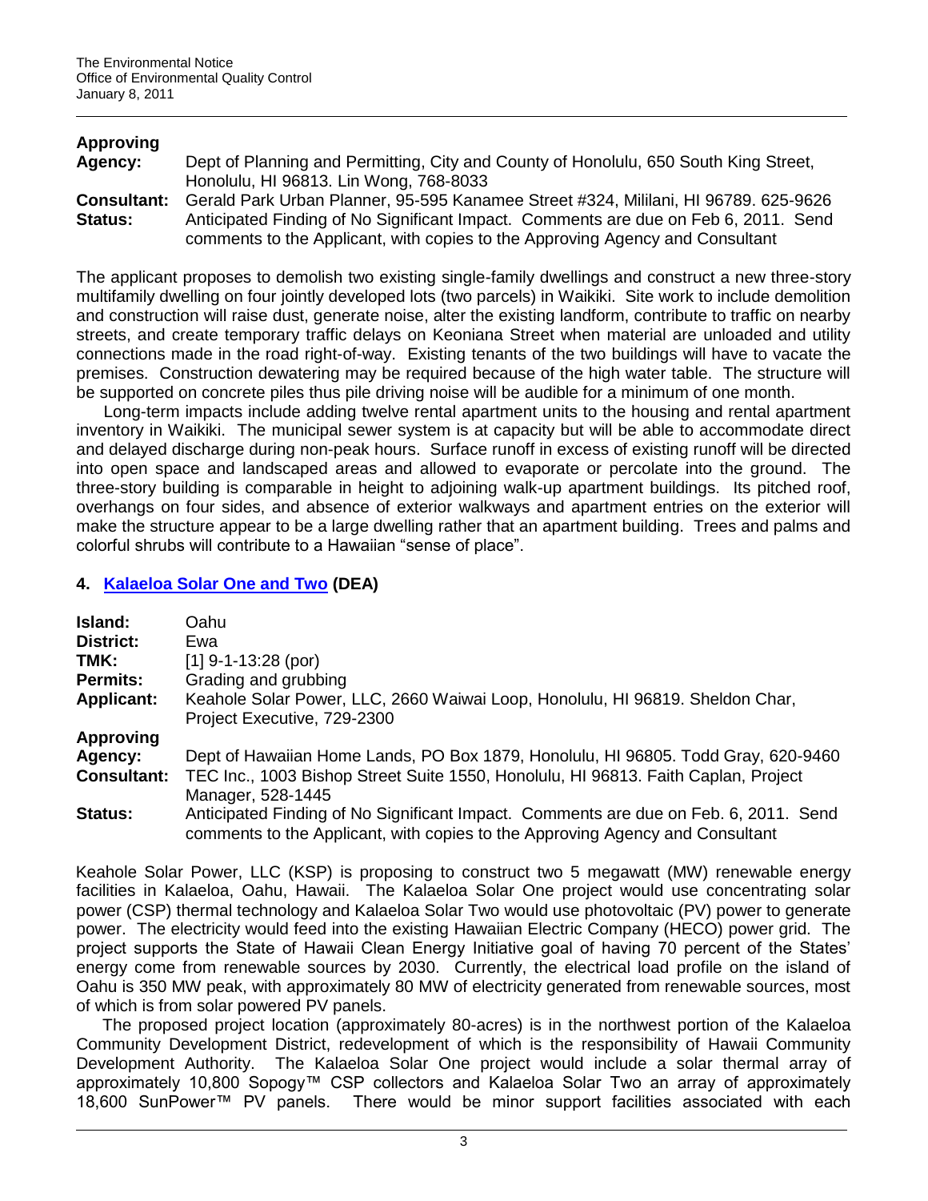**Approving Agency:** Dept of Planning and Permitting, City and County of Honolulu, 650 South King Street, Honolulu, HI 96813. Lin Wong, 768-8033

**Consultant:** Gerald Park Urban Planner, 95-595 Kanamee Street #324, Mililani, HI 96789. 625-9626

**Status:** Anticipated Finding of No Significant Impact. Comments are due on Feb 6, 2011. Send comments to the Applicant, with copies to the Approving Agency and Consultant

The applicant proposes to demolish two existing single-family dwellings and construct a new three-story multifamily dwelling on four jointly developed lots (two parcels) in Waikiki. Site work to include demolition and construction will raise dust, generate noise, alter the existing landform, contribute to traffic on nearby streets, and create temporary traffic delays on Keoniana Street when material are unloaded and utility connections made in the road right-of-way. Existing tenants of the two buildings will have to vacate the premises. Construction dewatering may be required because of the high water table. The structure will be supported on concrete piles thus pile driving noise will be audible for a minimum of one month.

Long-term impacts include adding twelve rental apartment units to the housing and rental apartment inventory in Waikiki. The municipal sewer system is at capacity but will be able to accommodate direct and delayed discharge during non-peak hours. Surface runoff in excess of existing runoff will be directed into open space and landscaped areas and allowed to evaporate or percolate into the ground. The three-story building is comparable in height to adjoining walk-up apartment buildings. Its pitched roof, overhangs on four sides, and absence of exterior walkways and apartment entries on the exterior will make the structure appear to be a large dwelling rather that an apartment building. Trees and palms and colorful shrubs will contribute to a Hawaiian "sense of place".

## 4. Kalaeloa Solar One and Two (DEA)

**Island:** Oahu

**District:** Ewa

**TMK:** [1] 9-1-13:28 (por)

**Permits:** Grading and grubbing

**Applicant:** Keahole Solar Power, LLC, 2660 Waiwai Loop, Honolulu, HI 96819. Sheldon Char, Project Executive, 729-2300

**Approving Agency:** Dept of Hawaiian Home Lands, PO Box 1879, Honolulu, HI 96805. Todd Gray, 620-9460

**Consultant:** TEC Inc., 1003 Bishop Street Suite 1550, Honolulu, HI 96813. Faith Caplan, Project Manager, 528-1445

**Status:** Anticipated Finding of No Significant Impact. Comments are due on Feb. 6, 2011. Send comments to the Applicant, with copies to the Approving Agency and Consultant

Keahole Solar Power, LLC (KSP) is proposing to construct two 5 megawatt (MW) renewable energy facilities in Kalaeloa, Oahu, Hawaii. The Kalaeloa Solar One project would use concentrating solar power (CSP) thermal technology and Kalaeloa Solar Two would use photovoltaic (PV) power to generate power. The electricity would feed into the existing Hawaiian Electric Company (HECO) power grid. The project supports the State of Hawaii Clean Energy Initiative goal of having 70 percent of the States' energy come from renewable sources by 2030. Currently, the electrical load profile on the island of Oahu is 350 MW peak, with approximately 80 MW of electricity generated from renewable sources, most of which is from solar powered PV panels.

The proposed project location (approximately 80-acres) is in the northwest portion of the Kalaeloa Community Development District, redevelopment of which is the responsibility of Hawaii Community Development Authority. The Kalaeloa Solar One project would include a solar thermal array of approximately 10,800 Sopogy™ CSP collectors and Kalaeloa Solar Two an array of approximately 18,600 SunPower™ PV panels. There would be minor support facilities associated with each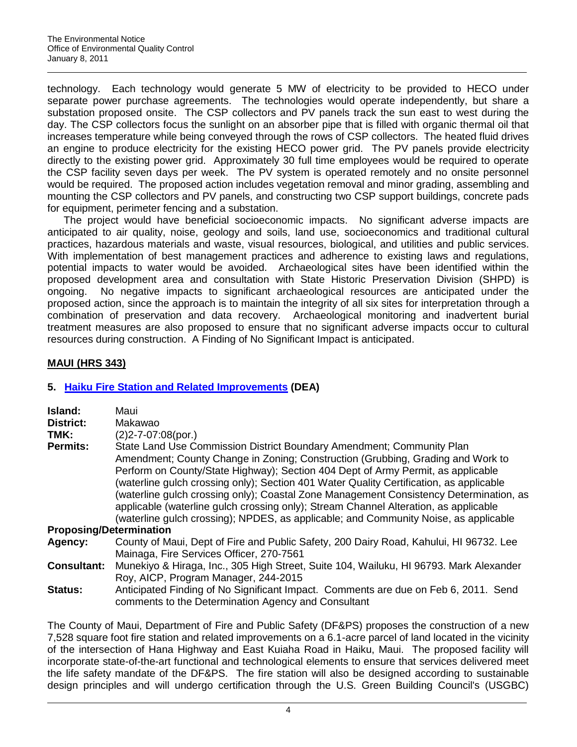technology. Each technology would generate 5 MW of electricity to be provided to HECO under separate power purchase agreements. The technologies would operate independently, but share a substation proposed onsite. The CSP collectors and PV panels track the sun east to west during the day. The CSP collectors focus the sunlight on an absorber pipe that is filled with organic thermal oil that increases temperature while being conveyed through the rows of CSP collectors. The heated fluid drives an engine to produce electricity for the existing HECO power grid. The PV panels provide electricity directly to the existing power grid. Approximately 30 full time employees would be required to operate the CSP facility seven days per week. The PV system is operated remotely and no onsite personnel would be required. The proposed action includes vegetation removal and minor grading, assembling and mounting the CSP collectors and PV panels, and constructing two CSP support buildings, concrete pads for equipment, perimeter fencing and a substation.

The project would have beneficial socioeconomic impacts. No significant adverse impacts are anticipated to air quality, noise, geology and soils, land use, socioeconomics and traditional cultural practices, hazardous materials and waste, visual resources, biological, and utilities and public services. With implementation of best management practices and adherence to existing laws and regulations, potential impacts to water would be avoided. Archaeological sites have been identified within the proposed development area and consultation with State Historic Preservation Division (SHPD) is ongoing. No negative impacts to significant archaeological resources are anticipated under the proposed action, since the approach is to maintain the integrity of all six sites for interpretation through a combination of preservation and data recovery. Archaeological monitoring and inadvertent burial treatment measures are also proposed to ensure that no significant adverse impacts occur to cultural resources during construction. A Finding of No Significant Impact is anticipated.

## MAUI (HRS 343)

### 5. Haiku Fire Station and Related Improvements (DEA)

**Island:** Maui

**District:** Makawao

**TMK:** (2)2-7-07:08(por.)

**Permits:** State Land Use Commission District Boundary Amendment; Community Plan Amendment; County Change in Zoning; Construction (Grubbing, Grading and Work to Perform on County/State Highway); Section 404 Dept of Army Permit, as applicable (waterline gulch crossing only); Section 401 Water Quality Certification, as applicable (waterline gulch crossing only); Coastal Zone Management Consistency Determination, as applicable (waterline gulch crossing only); Stream Channel Alteration, as applicable (waterline gulch crossing); NPDES, as applicable; and Community Noise, as applicable

**Proposing/Determination Agency:** County of Maui, Dept of Fire and Public Safety, 200 Dairy Road, Kahului, HI 96732. Lee Mainaga, Fire Services Officer, 270-7561

**Consultant:** Munekiyo & Hiraga, Inc., 305 High Street, Suite 104, Wailuku, HI 96793. Mark Alexander Roy, AICP, Program Manager, 244-2015

**Status:** Anticipated Finding of No Significant Impact. Comments are due on Feb 6, 2011. Send comments to the Determination Agency and Consultant

The County of Maui, Department of Fire and Public Safety (DF&PS) proposes the construction of a new 7,528 square foot fire station and related improvements on a 6.1-acre parcel of land located in the vicinity of the intersection of Hana Highway and East Kuiaha Road in Haiku, Maui. The proposed facility will incorporate state-of-the-art functional and technological elements to ensure that services delivered meet the life safety mandate of the DF&PS. The fire station will also be designed according to sustainable design principles and will undergo certification through the U.S. Green Building Council's (USGBC)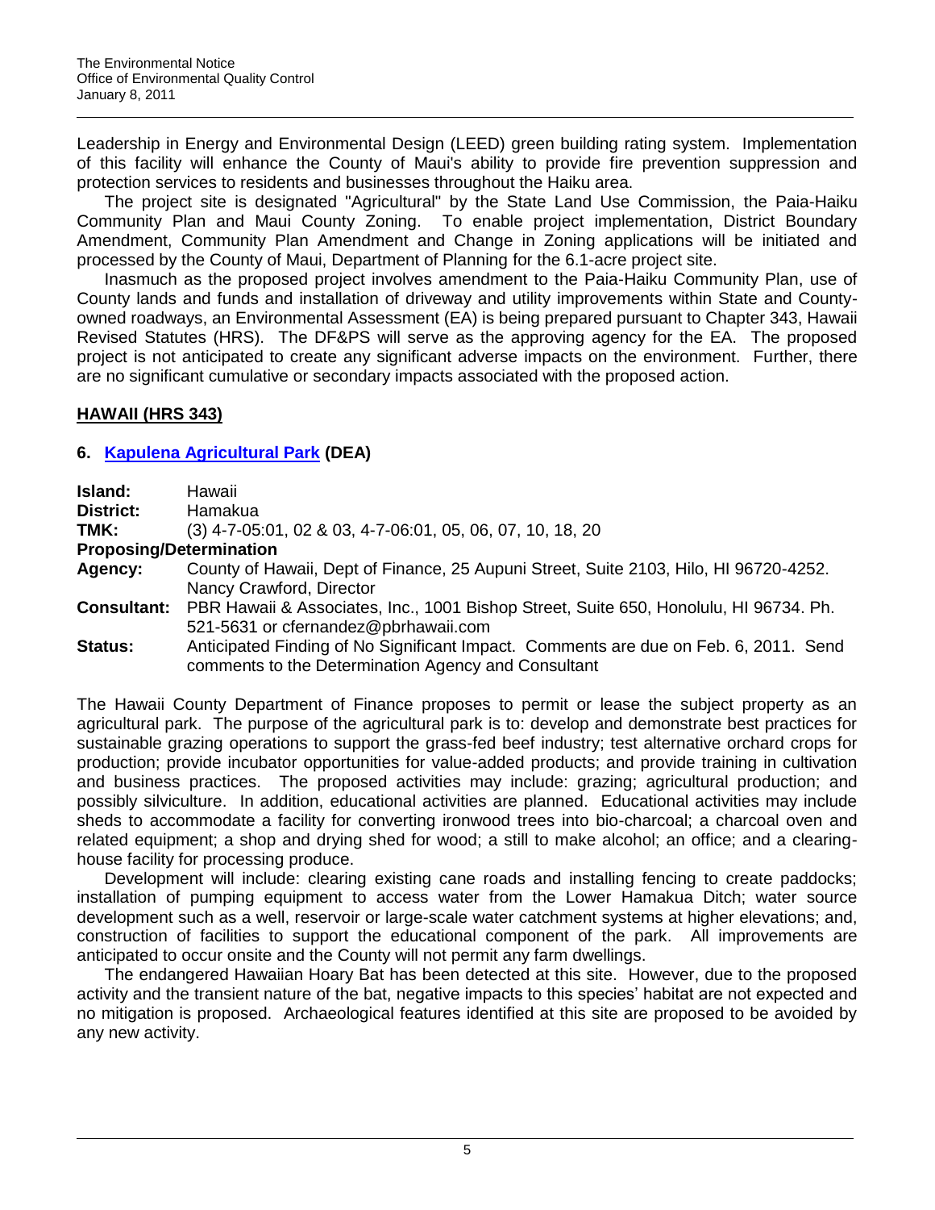Leadership in Energy and Environmental Design (LEED) green building rating system. Implementation of this facility will enhance the County of Maui's ability to provide fire prevention suppression and protection services to residents and businesses throughout the Haiku area.

The project site is designated "Agricultural" by the State Land Use Commission, the Paia-Haiku Community Plan and Maui County Zoning. To enable project implementation, District Boundary Amendment, Community Plan Amendment and Change in Zoning applications will be initiated and processed by the County of Maui, Department of Planning for the 6.1-acre project site.

Inasmuch as the proposed project involves amendment to the Paia-Haiku Community Plan, use of County lands and funds and installation of driveway and utility improvements within State and County-owned roadways, an Environmental Assessment (EA) is being prepared pursuant to Chapter 343, Hawaii Revised Statutes (HRS). The DF&PS will serve as the approving agency for the EA. The proposed project is not anticipated to create any significant adverse impacts on the environment. Further, there are no significant cumulative or secondary impacts associated with the proposed action.

## HAWAII (HRS 343)

### 6. Kapulena Agricultural Park (DEA)

**Island:** Hawaii
**District:** Hamakua
**TMK:** (3) 4-7-05:01, 02 & 03, 4-7-06:01, 05, 06, 07, 10, 18, 20
**Proposing/Determination**
**Agency:** County of Hawaii, Dept of Finance, 25 Aupuni Street, Suite 2103, Hilo, HI 96720-4252. Nancy Crawford, Director
**Consultant:** PBR Hawaii & Associates, Inc., 1001 Bishop Street, Suite 650, Honolulu, HI 96734. Ph. 521-5631 or cfernandez@pbrhawaii.com
**Status:** Anticipated Finding of No Significant Impact. Comments are due on Feb. 6, 2011. Send comments to the Determination Agency and Consultant

The Hawaii County Department of Finance proposes to permit or lease the subject property as an agricultural park. The purpose of the agricultural park is to: develop and demonstrate best practices for sustainable grazing operations to support the grass-fed beef industry; test alternative orchard crops for production; provide incubator opportunities for value-added products; and provide training in cultivation and business practices. The proposed activities may include: grazing; agricultural production; and possibly silviculture. In addition, educational activities are planned. Educational activities may include sheds to accommodate a facility for converting ironwood trees into bio-charcoal; a charcoal oven and related equipment; a shop and drying shed for wood; a still to make alcohol; an office; and a clearing-house facility for processing produce.

Development will include: clearing existing cane roads and installing fencing to create paddocks; installation of pumping equipment to access water from the Lower Hamakua Ditch; water source development such as a well, reservoir or large-scale water catchment systems at higher elevations; and, construction of facilities to support the educational component of the park. All improvements are anticipated to occur onsite and the County will not permit any farm dwellings.

The endangered Hawaiian Hoary Bat has been detected at this site. However, due to the proposed activity and the transient nature of the bat, negative impacts to this species' habitat are not expected and no mitigation is proposed. Archaeological features identified at this site are proposed to be avoided by any new activity.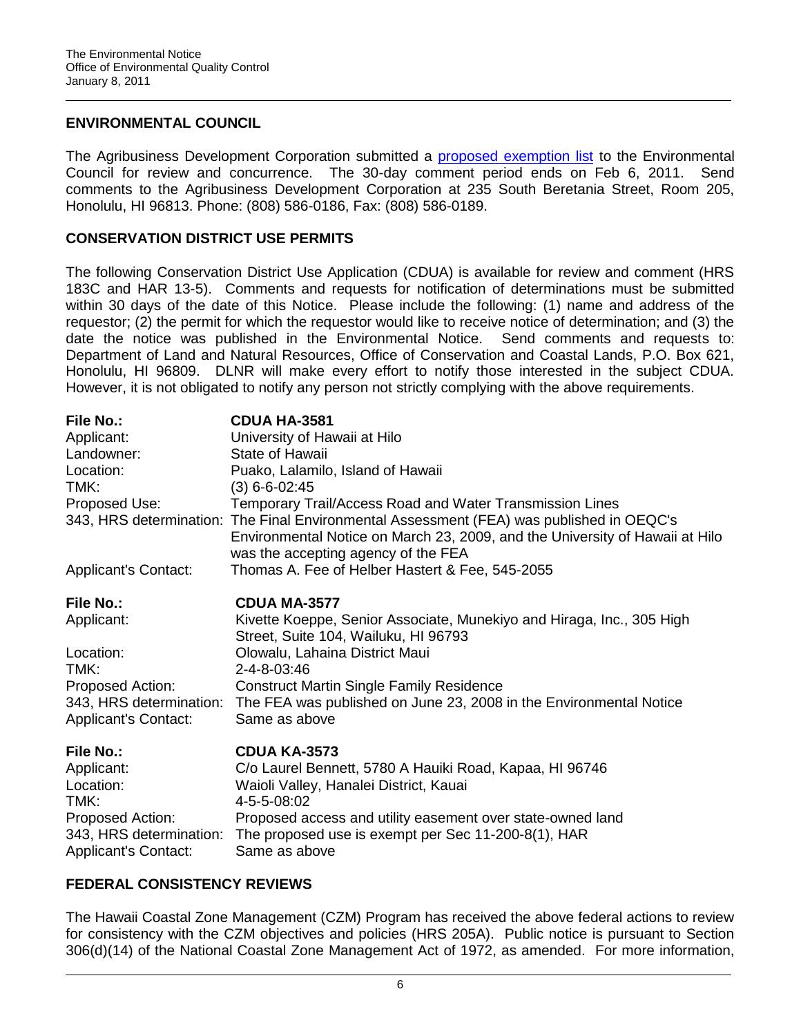## ENVIRONMENTAL COUNCIL

The Agribusiness Development Corporation submitted a proposed exemption list to the Environmental Council for review and concurrence. The 30-day comment period ends on Feb 6, 2011. Send comments to the Agribusiness Development Corporation at 235 South Beretania Street, Room 205, Honolulu, HI 96813. Phone: (808) 586-0186, Fax: (808) 586-0189.

## CONSERVATION DISTRICT USE PERMITS

The following Conservation District Use Application (CDUA) is available for review and comment (HRS 183C and HAR 13-5). Comments and requests for notification of determinations must be submitted within 30 days of the date of this Notice. Please include the following: (1) name and address of the requestor; (2) the permit for which the requestor would like to receive notice of determination; and (3) the date the notice was published in the Environmental Notice. Send comments and requests to: Department of Land and Natural Resources, Office of Conservation and Coastal Lands, P.O. Box 621, Honolulu, HI 96809. DLNR will make every effort to notify those interested in the subject CDUA. However, it is not obligated to notify any person not strictly complying with the above requirements.

| | |
|---|---|
| **File No.:** | **CDUA HA-3581** |
| Applicant: | University of Hawaii at Hilo |
| Landowner: | State of Hawaii |
| Location: | Puako, Lalamilo, Island of Hawaii |
| TMK: | (3) 6-6-02:45 |
| Proposed Use: | Temporary Trail/Access Road and Water Transmission Lines |
| 343, HRS determination: | The Final Environmental Assessment (FEA) was published in OEQC's Environmental Notice on March 23, 2009, and the University of Hawaii at Hilo was the accepting agency of the FEA |
| Applicant's Contact: | Thomas A. Fee of Helber Hastert & Fee, 545-2055 |

| | |
|---|---|
| **File No.:** | **CDUA MA-3577** |
| Applicant: | Kivette Koeppe, Senior Associate, Munekiyo and Hiraga, Inc., 305 High Street, Suite 104, Wailuku, HI 96793 |
| Location: | Olowalu, Lahaina District Maui |
| TMK: | 2-4-8-03:46 |
| Proposed Action: | Construct Martin Single Family Residence |
| 343, HRS determination: | The FEA was published on June 23, 2008 in the Environmental Notice |
| Applicant's Contact: | Same as above |

| | |
|---|---|
| **File No.:** | **CDUA KA-3573** |
| Applicant: | C/o Laurel Bennett, 5780 A Hauiki Road, Kapaa, HI 96746 |
| Location: | Waioli Valley, Hanalei District, Kauai |
| TMK: | 4-5-5-08:02 |
| Proposed Action: | Proposed access and utility easement over state-owned land |
| 343, HRS determination: | The proposed use is exempt per Sec 11-200-8(1), HAR |
| Applicant's Contact: | Same as above |

## FEDERAL CONSISTENCY REVIEWS

The Hawaii Coastal Zone Management (CZM) Program has received the above federal actions to review for consistency with the CZM objectives and policies (HRS 205A). Public notice is pursuant to Section 306(d)(14) of the National Coastal Zone Management Act of 1972, as amended. For more information,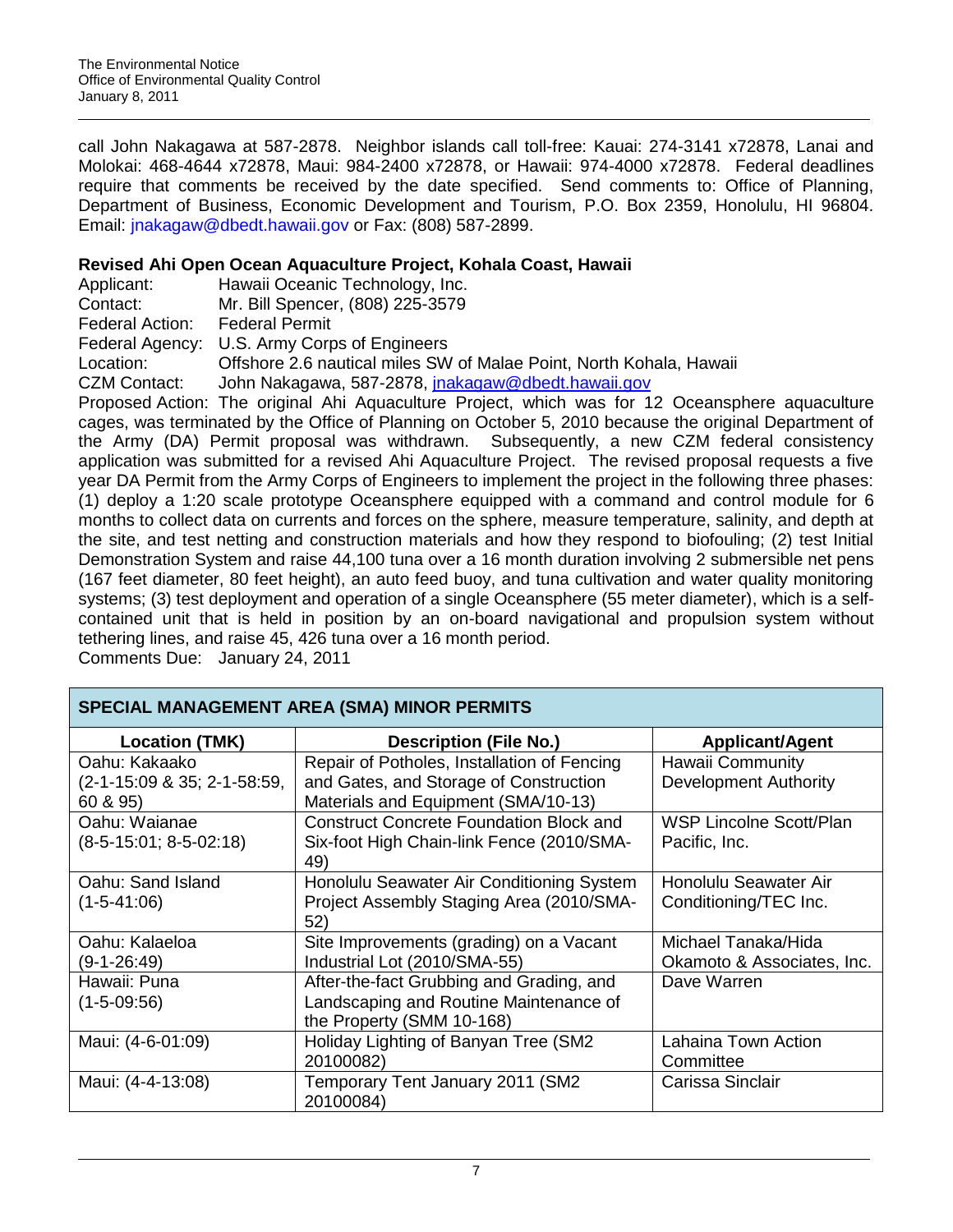call John Nakagawa at 587-2878. Neighbor islands call toll-free: Kauai: 274-3141 x72878, Lanai and Molokai: 468-4644 x72878, Maui: 984-2400 x72878, or Hawaii: 974-4000 x72878. Federal deadlines require that comments be received by the date specified. Send comments to: Office of Planning, Department of Business, Economic Development and Tourism, P.O. Box 2359, Honolulu, HI 96804. Email: jnakagaw@dbedt.hawaii.gov or Fax: (808) 587-2899.

### Revised Ahi Open Ocean Aquaculture Project, Kohala Coast, Hawaii

Applicant: Hawaii Oceanic Technology, Inc.
Contact: Mr. Bill Spencer, (808) 225-3579
Federal Action: Federal Permit
Federal Agency: U.S. Army Corps of Engineers
Location: Offshore 2.6 nautical miles SW of Malae Point, North Kohala, Hawaii
CZM Contact: John Nakagawa, 587-2878, jnakagaw@dbedt.hawaii.gov

Proposed Action: The original Ahi Aquaculture Project, which was for 12 Oceansphere aquaculture cages, was terminated by the Office of Planning on October 5, 2010 because the original Department of the Army (DA) Permit proposal was withdrawn. Subsequently, a new CZM federal consistency application was submitted for a revised Ahi Aquaculture Project. The revised proposal requests a five year DA Permit from the Army Corps of Engineers to implement the project in the following three phases: (1) deploy a 1:20 scale prototype Oceansphere equipped with a command and control module for 6 months to collect data on currents and forces on the sphere, measure temperature, salinity, and depth at the site, and test netting and construction materials and how they respond to biofouling; (2) test Initial Demonstration System and raise 44,100 tuna over a 16 month duration involving 2 submersible net pens (167 feet diameter, 80 feet height), an auto feed buoy, and tuna cultivation and water quality monitoring systems; (3) test deployment and operation of a single Oceansphere (55 meter diameter), which is a self-contained unit that is held in position by an on-board navigational and propulsion system without tethering lines, and raise 45, 426 tuna over a 16 month period.

Comments Due: January 24, 2011

## SPECIAL MANAGEMENT AREA (SMA) MINOR PERMITS

| Location (TMK) | Description (File No.) | Applicant/Agent |
|---|---|---|
| Oahu: Kakaako (2-1-15:09 & 35; 2-1-58:59, 60 & 95) | Repair of Potholes, Installation of Fencing and Gates, and Storage of Construction Materials and Equipment (SMA/10-13) | Hawaii Community Development Authority |
| Oahu: Waianae (8-5-15:01; 8-5-02:18) | Construct Concrete Foundation Block and Six-foot High Chain-link Fence (2010/SMA-49) | WSP Lincolne Scott/Plan Pacific, Inc. |
| Oahu: Sand Island (1-5-41:06) | Honolulu Seawater Air Conditioning System Project Assembly Staging Area (2010/SMA-52) | Honolulu Seawater Air Conditioning/TEC Inc. |
| Oahu: Kalaeloa (9-1-26:49) | Site Improvements (grading) on a Vacant Industrial Lot (2010/SMA-55) | Michael Tanaka/Hida Okamoto & Associates, Inc. |
| Hawaii: Puna (1-5-09:56) | After-the-fact Grubbing and Grading, and Landscaping and Routine Maintenance of the Property (SMM 10-168) | Dave Warren |
| Maui: (4-6-01:09) | Holiday Lighting of Banyan Tree (SM2 20100082) | Lahaina Town Action Committee |
| Maui: (4-4-13:08) | Temporary Tent January 2011 (SM2 20100084) | Carissa Sinclair |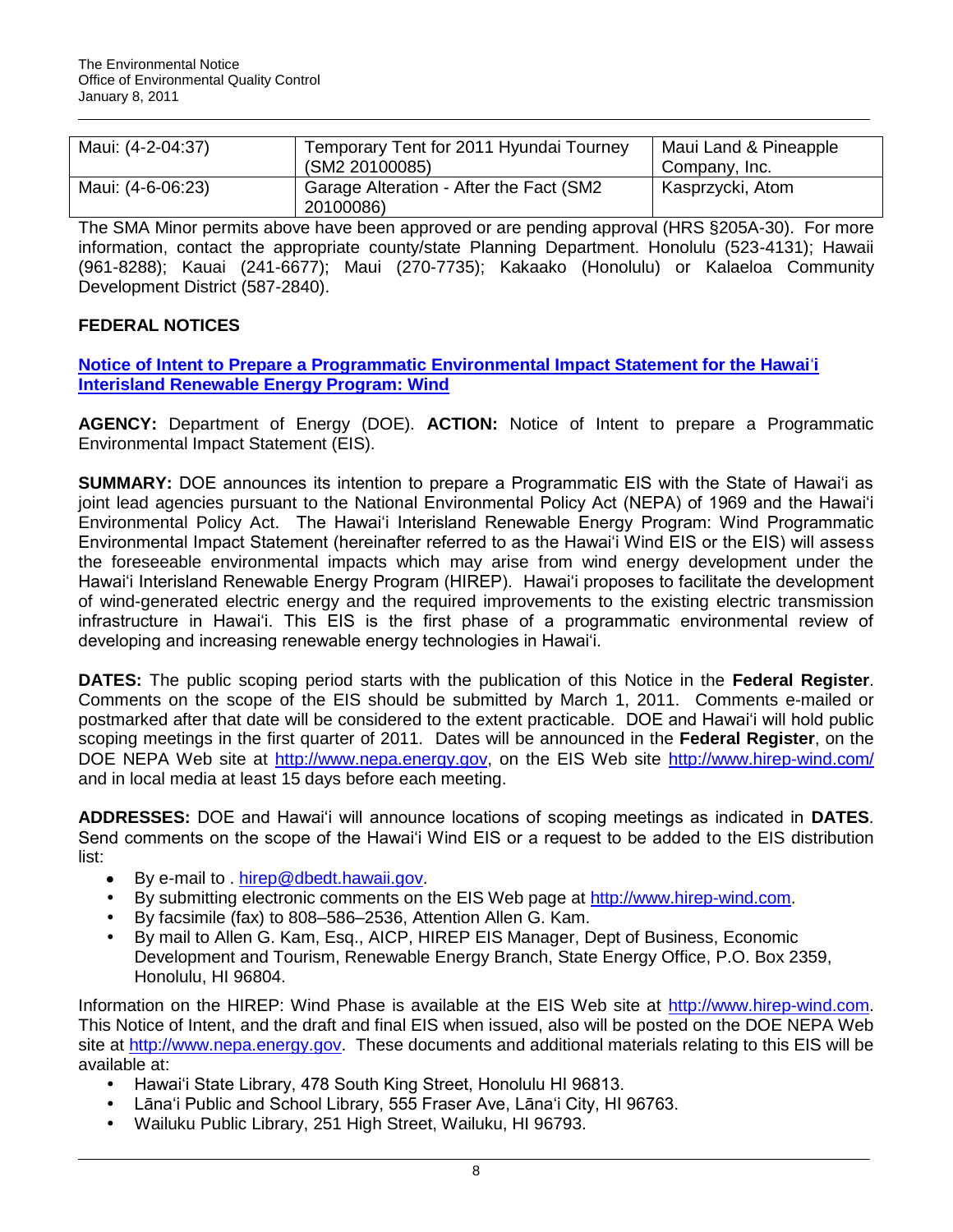| Maui: (4-2-04:37) | Temporary Tent for 2011 Hyundai Tourney (SM2 20100085) | Maui Land & Pineapple Company, Inc. |
|---|---|---|
| Maui: (4-6-06:23) | Garage Alteration - After the Fact (SM2 20100086) | Kasprzycki, Atom |

The SMA Minor permits above have been approved or are pending approval (HRS §205A-30). For more information, contact the appropriate county/state Planning Department. Honolulu (523-4131); Hawaii (961-8288); Kauai (241-6677); Maui (270-7735); Kakaako (Honolulu) or Kalaeloa Community Development District (587-2840).

## FEDERAL NOTICES

### Notice of Intent to Prepare a Programmatic Environmental Impact Statement for the Hawaiʻi Interisland Renewable Energy Program: Wind

**AGENCY:** Department of Energy (DOE). **ACTION:** Notice of Intent to prepare a Programmatic Environmental Impact Statement (EIS).

**SUMMARY:** DOE announces its intention to prepare a Programmatic EIS with the State of Hawaiʻi as joint lead agencies pursuant to the National Environmental Policy Act (NEPA) of 1969 and the Hawaiʻi Environmental Policy Act. The Hawaiʻi Interisland Renewable Energy Program: Wind Programmatic Environmental Impact Statement (hereinafter referred to as the Hawaiʻi Wind EIS or the EIS) will assess the foreseeable environmental impacts which may arise from wind energy development under the Hawaiʻi Interisland Renewable Energy Program (HIREP). Hawaiʻi proposes to facilitate the development of wind-generated electric energy and the required improvements to the existing electric transmission infrastructure in Hawaiʻi. This EIS is the first phase of a programmatic environmental review of developing and increasing renewable energy technologies in Hawaiʻi.

**DATES:** The public scoping period starts with the publication of this Notice in the **Federal Register**. Comments on the scope of the EIS should be submitted by March 1, 2011. Comments e-mailed or postmarked after that date will be considered to the extent practicable. DOE and Hawaiʻi will hold public scoping meetings in the first quarter of 2011. Dates will be announced in the **Federal Register**, on the DOE NEPA Web site at http://www.nepa.energy.gov, on the EIS Web site http://www.hirep-wind.com/ and in local media at least 15 days before each meeting.

**ADDRESSES:** DOE and Hawaiʻi will announce locations of scoping meetings as indicated in **DATES**. Send comments on the scope of the Hawaiʻi Wind EIS or a request to be added to the EIS distribution list:

- By e-mail to . hirep@dbedt.hawaii.gov.
- By submitting electronic comments on the EIS Web page at http://www.hirep-wind.com.
- By facsimile (fax) to 808–586–2536, Attention Allen G. Kam.
- By mail to Allen G. Kam, Esq., AICP, HIREP EIS Manager, Dept of Business, Economic Development and Tourism, Renewable Energy Branch, State Energy Office, P.O. Box 2359, Honolulu, HI 96804.

Information on the HIREP: Wind Phase is available at the EIS Web site at http://www.hirep-wind.com. This Notice of Intent, and the draft and final EIS when issued, also will be posted on the DOE NEPA Web site at http://www.nepa.energy.gov. These documents and additional materials relating to this EIS will be available at:

- Hawaiʻi State Library, 478 South King Street, Honolulu HI 96813.
- Lānaʻi Public and School Library, 555 Fraser Ave, Lānaʻi City, HI 96763.
- Wailuku Public Library, 251 High Street, Wailuku, HI 96793.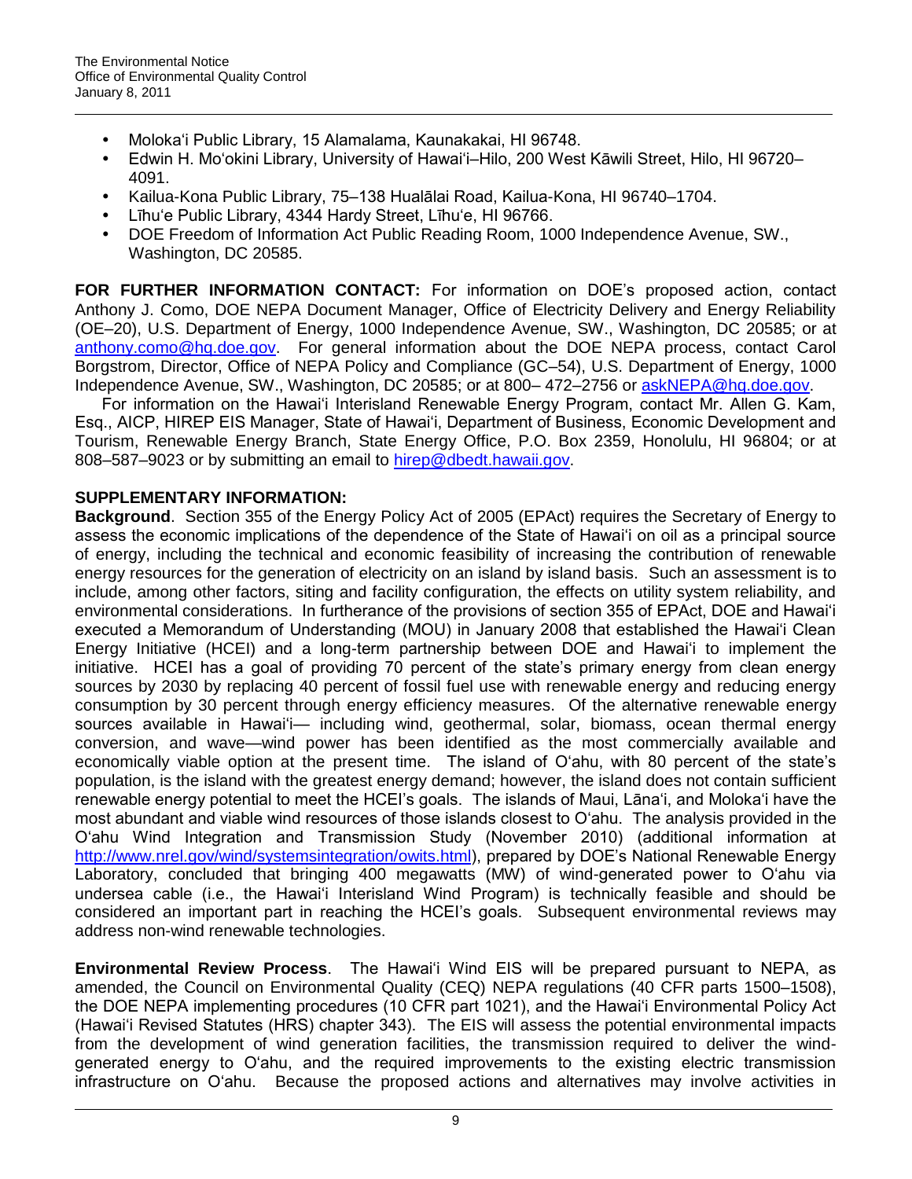- Moloka'i Public Library, 15 Alamalama, Kaunakakai, HI 96748.
- Edwin H. Mo'okini Library, University of Hawai'i–Hilo, 200 West Kāwili Street, Hilo, HI 96720–4091.
- Kailua-Kona Public Library, 75–138 Hualālai Road, Kailua-Kona, HI 96740–1704.
- Līhu'e Public Library, 4344 Hardy Street, Līhu'e, HI 96766.
- DOE Freedom of Information Act Public Reading Room, 1000 Independence Avenue, SW., Washington, DC 20585.

**FOR FURTHER INFORMATION CONTACT:** For information on DOE's proposed action, contact Anthony J. Como, DOE NEPA Document Manager, Office of Electricity Delivery and Energy Reliability (OE–20), U.S. Department of Energy, 1000 Independence Avenue, SW., Washington, DC 20585; or at anthony.como@hq.doe.gov. For general information about the DOE NEPA process, contact Carol Borgstrom, Director, Office of NEPA Policy and Compliance (GC–54), U.S. Department of Energy, 1000 Independence Avenue, SW., Washington, DC 20585; or at 800– 472–2756 or askNEPA@hq.doe.gov.

For information on the Hawai'i Interisland Renewable Energy Program, contact Mr. Allen G. Kam, Esq., AICP, HIREP EIS Manager, State of Hawai'i, Department of Business, Economic Development and Tourism, Renewable Energy Branch, State Energy Office, P.O. Box 2359, Honolulu, HI 96804; or at 808–587–9023 or by submitting an email to hirep@dbedt.hawaii.gov.

**SUPPLEMENTARY INFORMATION:**

**Background**. Section 355 of the Energy Policy Act of 2005 (EPAct) requires the Secretary of Energy to assess the economic implications of the dependence of the State of Hawai'i on oil as a principal source of energy, including the technical and economic feasibility of increasing the contribution of renewable energy resources for the generation of electricity on an island by island basis. Such an assessment is to include, among other factors, siting and facility configuration, the effects on utility system reliability, and environmental considerations. In furtherance of the provisions of section 355 of EPAct, DOE and Hawai'i executed a Memorandum of Understanding (MOU) in January 2008 that established the Hawai'i Clean Energy Initiative (HCEI) and a long-term partnership between DOE and Hawai'i to implement the initiative. HCEI has a goal of providing 70 percent of the state's primary energy from clean energy sources by 2030 by replacing 40 percent of fossil fuel use with renewable energy and reducing energy consumption by 30 percent through energy efficiency measures. Of the alternative renewable energy sources available in Hawai'i— including wind, geothermal, solar, biomass, ocean thermal energy conversion, and wave—wind power has been identified as the most commercially available and economically viable option at the present time. The island of O'ahu, with 80 percent of the state's population, is the island with the greatest energy demand; however, the island does not contain sufficient renewable energy potential to meet the HCEI's goals. The islands of Maui, Lāna'i, and Moloka'i have the most abundant and viable wind resources of those islands closest to O'ahu. The analysis provided in the O'ahu Wind Integration and Transmission Study (November 2010) (additional information at http://www.nrel.gov/wind/systemsintegration/owits.html), prepared by DOE's National Renewable Energy Laboratory, concluded that bringing 400 megawatts (MW) of wind-generated power to O'ahu via undersea cable (i.e., the Hawai'i Interisland Wind Program) is technically feasible and should be considered an important part in reaching the HCEI's goals. Subsequent environmental reviews may address non-wind renewable technologies.

**Environmental Review Process**. The Hawai'i Wind EIS will be prepared pursuant to NEPA, as amended, the Council on Environmental Quality (CEQ) NEPA regulations (40 CFR parts 1500–1508), the DOE NEPA implementing procedures (10 CFR part 1021), and the Hawai'i Environmental Policy Act (Hawai'i Revised Statutes (HRS) chapter 343). The EIS will assess the potential environmental impacts from the development of wind generation facilities, the transmission required to deliver the wind-generated energy to O'ahu, and the required improvements to the existing electric transmission infrastructure on O'ahu. Because the proposed actions and alternatives may involve activities in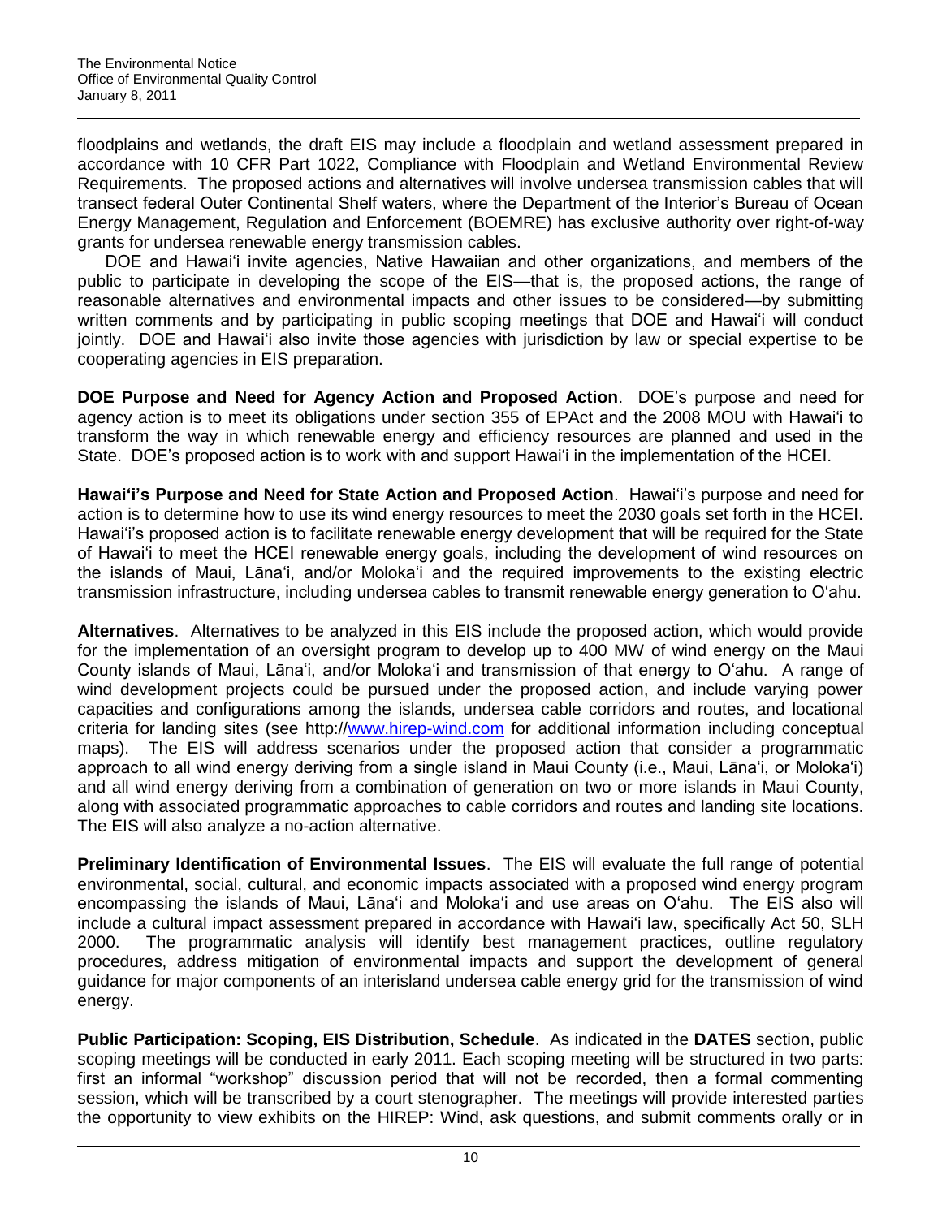floodplains and wetlands, the draft EIS may include a floodplain and wetland assessment prepared in accordance with 10 CFR Part 1022, Compliance with Floodplain and Wetland Environmental Review Requirements. The proposed actions and alternatives will involve undersea transmission cables that will transect federal Outer Continental Shelf waters, where the Department of the Interior's Bureau of Ocean Energy Management, Regulation and Enforcement (BOEMRE) has exclusive authority over right-of-way grants for undersea renewable energy transmission cables.

DOE and Hawai'i invite agencies, Native Hawaiian and other organizations, and members of the public to participate in developing the scope of the EIS—that is, the proposed actions, the range of reasonable alternatives and environmental impacts and other issues to be considered—by submitting written comments and by participating in public scoping meetings that DOE and Hawai'i will conduct jointly. DOE and Hawai'i also invite those agencies with jurisdiction by law or special expertise to be cooperating agencies in EIS preparation.

**DOE Purpose and Need for Agency Action and Proposed Action**. DOE's purpose and need for agency action is to meet its obligations under section 355 of EPAct and the 2008 MOU with Hawai'i to transform the way in which renewable energy and efficiency resources are planned and used in the State. DOE's proposed action is to work with and support Hawai'i in the implementation of the HCEI.

**Hawai'i's Purpose and Need for State Action and Proposed Action**. Hawai'i's purpose and need for action is to determine how to use its wind energy resources to meet the 2030 goals set forth in the HCEI. Hawai'i's proposed action is to facilitate renewable energy development that will be required for the State of Hawai'i to meet the HCEI renewable energy goals, including the development of wind resources on the islands of Maui, Lāna'i, and/or Moloka'i and the required improvements to the existing electric transmission infrastructure, including undersea cables to transmit renewable energy generation to O'ahu.

**Alternatives**. Alternatives to be analyzed in this EIS include the proposed action, which would provide for the implementation of an oversight program to develop up to 400 MW of wind energy on the Maui County islands of Maui, Lāna'i, and/or Moloka'i and transmission of that energy to O'ahu. A range of wind development projects could be pursued under the proposed action, and include varying power capacities and configurations among the islands, undersea cable corridors and routes, and locational criteria for landing sites (see http://www.hirep-wind.com for additional information including conceptual maps). The EIS will address scenarios under the proposed action that consider a programmatic approach to all wind energy deriving from a single island in Maui County (i.e., Maui, Lāna'i, or Moloka'i) and all wind energy deriving from a combination of generation on two or more islands in Maui County, along with associated programmatic approaches to cable corridors and routes and landing site locations. The EIS will also analyze a no-action alternative.

**Preliminary Identification of Environmental Issues**. The EIS will evaluate the full range of potential environmental, social, cultural, and economic impacts associated with a proposed wind energy program encompassing the islands of Maui, Lāna'i and Moloka'i and use areas on O'ahu. The EIS also will include a cultural impact assessment prepared in accordance with Hawai'i law, specifically Act 50, SLH 2000. The programmatic analysis will identify best management practices, outline regulatory procedures, address mitigation of environmental impacts and support the development of general guidance for major components of an interisland undersea cable energy grid for the transmission of wind energy.

**Public Participation: Scoping, EIS Distribution, Schedule**. As indicated in the **DATES** section, public scoping meetings will be conducted in early 2011. Each scoping meeting will be structured in two parts: first an informal "workshop" discussion period that will not be recorded, then a formal commenting session, which will be transcribed by a court stenographer. The meetings will provide interested parties the opportunity to view exhibits on the HIREP: Wind, ask questions, and submit comments orally or in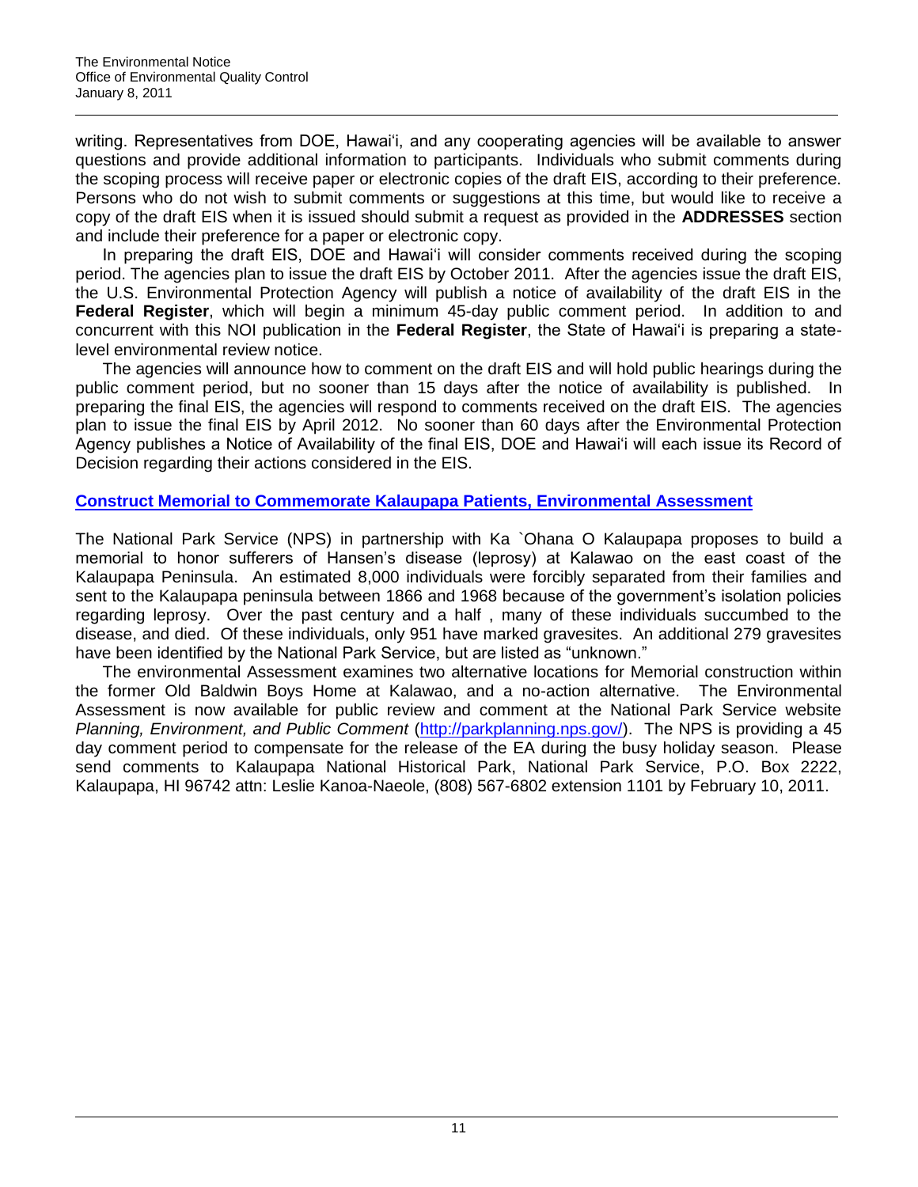writing. Representatives from DOE, Hawai'i, and any cooperating agencies will be available to answer questions and provide additional information to participants. Individuals who submit comments during the scoping process will receive paper or electronic copies of the draft EIS, according to their preference. Persons who do not wish to submit comments or suggestions at this time, but would like to receive a copy of the draft EIS when it is issued should submit a request as provided in the **ADDRESSES** section and include their preference for a paper or electronic copy.

In preparing the draft EIS, DOE and Hawai'i will consider comments received during the scoping period. The agencies plan to issue the draft EIS by October 2011. After the agencies issue the draft EIS, the U.S. Environmental Protection Agency will publish a notice of availability of the draft EIS in the **Federal Register**, which will begin a minimum 45-day public comment period. In addition to and concurrent with this NOI publication in the **Federal Register**, the State of Hawai'i is preparing a state-level environmental review notice.

The agencies will announce how to comment on the draft EIS and will hold public hearings during the public comment period, but no sooner than 15 days after the notice of availability is published. In preparing the final EIS, the agencies will respond to comments received on the draft EIS. The agencies plan to issue the final EIS by April 2012. No sooner than 60 days after the Environmental Protection Agency publishes a Notice of Availability of the final EIS, DOE and Hawai'i will each issue its Record of Decision regarding their actions considered in the EIS.

### Construct Memorial to Commemorate Kalaupapa Patients, Environmental Assessment

The National Park Service (NPS) in partnership with Ka `Ohana O Kalaupapa proposes to build a memorial to honor sufferers of Hansen's disease (leprosy) at Kalawao on the east coast of the Kalaupapa Peninsula. An estimated 8,000 individuals were forcibly separated from their families and sent to the Kalaupapa peninsula between 1866 and 1968 because of the government's isolation policies regarding leprosy. Over the past century and a half , many of these individuals succumbed to the disease, and died. Of these individuals, only 951 have marked gravesites. An additional 279 gravesites have been identified by the National Park Service, but are listed as "unknown."

The environmental Assessment examines two alternative locations for Memorial construction within the former Old Baldwin Boys Home at Kalawao, and a no-action alternative. The Environmental Assessment is now available for public review and comment at the National Park Service website *Planning, Environment, and Public Comment* (http://parkplanning.nps.gov/). The NPS is providing a 45 day comment period to compensate for the release of the EA during the busy holiday season. Please send comments to Kalaupapa National Historical Park, National Park Service, P.O. Box 2222, Kalaupapa, HI 96742 attn: Leslie Kanoa-Naeole, (808) 567-6802 extension 1101 by February 10, 2011.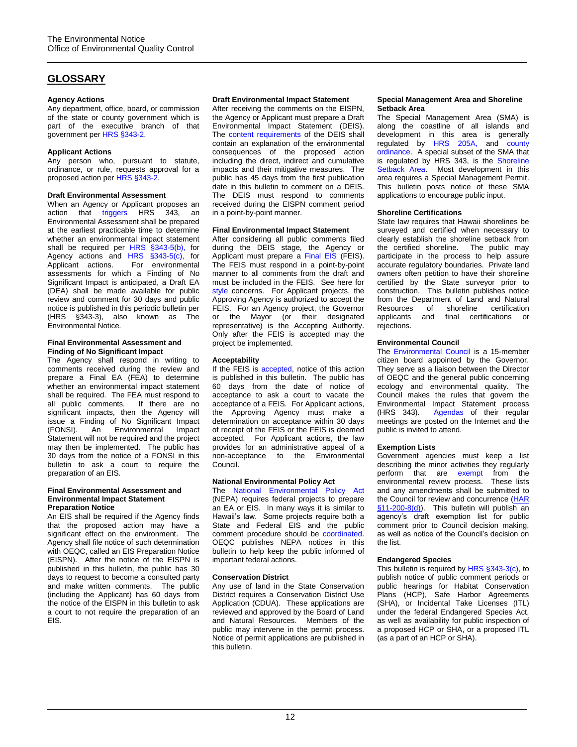## GLOSSARY

### Agency Actions

Any department, office, board, or commission of the state or county government which is part of the executive branch of that government per HRS §343-2.

### Applicant Actions

Any person who, pursuant to statute, ordinance, or rule, requests approval for a proposed action per HRS §343-2.

### Draft Environmental Assessment

When an Agency or Applicant proposes an action that triggers HRS 343, an Environmental Assessment shall be prepared at the earliest practicable time to determine whether an environmental impact statement shall be required per HRS §343-5(b), for Agency actions and HRS §343-5(c), for Applicant actions. For environmental assessments for which a Finding of No Significant Impact is anticipated, a Draft EA (DEA) shall be made available for public review and comment for 30 days and public notice is published in this periodic bulletin per (HRS §343-3), also known as The Environmental Notice.

### Final Environmental Assessment and Finding of No Significant Impact

The Agency shall respond in writing to comments received during the review and prepare a Final EA (FEA) to determine whether an environmental impact statement shall be required. The FEA must respond to all public comments. If there are no significant impacts, then the Agency will issue a Finding of No Significant Impact (FONSI). An Environmental Impact Statement will not be required and the project may then be implemented. The public has 30 days from the notice of a FONSI in this bulletin to ask a court to require the preparation of an EIS.

### Final Environmental Assessment and Environmental Impact Statement Preparation Notice

An EIS shall be required if the Agency finds that the proposed action may have a significant effect on the environment. The Agency shall file notice of such determination with OEQC, called an EIS Preparation Notice (EISPN). After the notice of the EISPN is published in this bulletin, the public has 30 days to request to become a consulted party and make written comments. The public (including the Applicant) has 60 days from the notice of the EISPN in this bulletin to ask a court to not require the preparation of an EIS.

### Draft Environmental Impact Statement

After receiving the comments on the EISPN, the Agency or Applicant must prepare a Draft Environmental Impact Statement (DEIS). The content requirements of the DEIS shall contain an explanation of the environmental consequences of the proposed action including the direct, indirect and cumulative impacts and their mitigative measures. The public has 45 days from the first publication date in this bulletin to comment on a DEIS. The DEIS must respond to comments received during the EISPN comment period in a point-by-point manner.

### Final Environmental Impact Statement

After considering all public comments filed during the DEIS stage, the Agency or Applicant must prepare a Final EIS (FEIS). The FEIS must respond in a point-by-point manner to all comments from the draft and must be included in the FEIS. See here for style concerns. For Applicant projects, the Approving Agency is authorized to accept the FEIS. For an Agency project, the Governor or the Mayor (or their designated representative) is the Accepting Authority. Only after the FEIS is accepted may the project be implemented.

### Acceptability

If the FEIS is accepted, notice of this action is published in this bulletin. The public has 60 days from the date of notice of acceptance to ask a court to vacate the acceptance of a FEIS. For Applicant actions, the Approving Agency must make a determination on acceptance within 30 days of receipt of the FEIS or the FEIS is deemed accepted. For Applicant actions, the law provides for an administrative appeal of a non-acceptance to the Environmental Council.

### National Environmental Policy Act

The National Environmental Policy Act (NEPA) requires federal projects to prepare an EA or EIS. In many ways it is similar to Hawaii's law. Some projects require both a State and Federal EIS and the public comment procedure should be coordinated. OEQC publishes NEPA notices in this bulletin to help keep the public informed of important federal actions.

### Conservation District

Any use of land in the State Conservation District requires a Conservation District Use Application (CDUA). These applications are reviewed and approved by the Board of Land and Natural Resources. Members of the public may intervene in the permit process. Notice of permit applications are published in this bulletin.

### Special Management Area and Shoreline Setback Area

The Special Management Area (SMA) is along the coastline of all islands and development in this area is generally regulated by HRS 205A, and county ordinance. A special subset of the SMA that is regulated by HRS 343, is the Shoreline Setback Area. Most development in this area requires a Special Management Permit. This bulletin posts notice of these SMA applications to encourage public input.

### Shoreline Certifications

State law requires that Hawaii shorelines be surveyed and certified when necessary to clearly establish the shoreline setback from the certified shoreline. The public may participate in the process to help assure accurate regulatory boundaries. Private land owners often petition to have their shoreline certified by the State surveyor prior to construction. This bulletin publishes notice from the Department of Land and Natural Resources of shoreline certification applicants and final certifications or rejections.

### Environmental Council

The Environmental Council is a 15-member citizen board appointed by the Governor. They serve as a liaison between the Director of OEQC and the general public concerning ecology and environmental quality. The Council makes the rules that govern the Environmental Impact Statement process (HRS 343). Agendas of their regular meetings are posted on the Internet and the public is invited to attend.

### Exemption Lists

Government agencies must keep a list describing the minor activities they regularly perform that are exempt from the environmental review process. These lists and any amendments shall be submitted to the Council for review and concurrence (HAR §11-200-8(d)). This bulletin will publish an agency's draft exemption list for public comment prior to Council decision making, as well as notice of the Council's decision on the list.

### Endangered Species

This bulletin is required by HRS §343-3(c), to publish notice of public comment periods or public hearings for Habitat Conservation Plans (HCP), Safe Harbor Agreements (SHA), or Incidental Take Licenses (ITL) under the federal Endangered Species Act, as well as availability for public inspection of a proposed HCP or SHA, or a proposed ITL (as a part of an HCP or SHA).